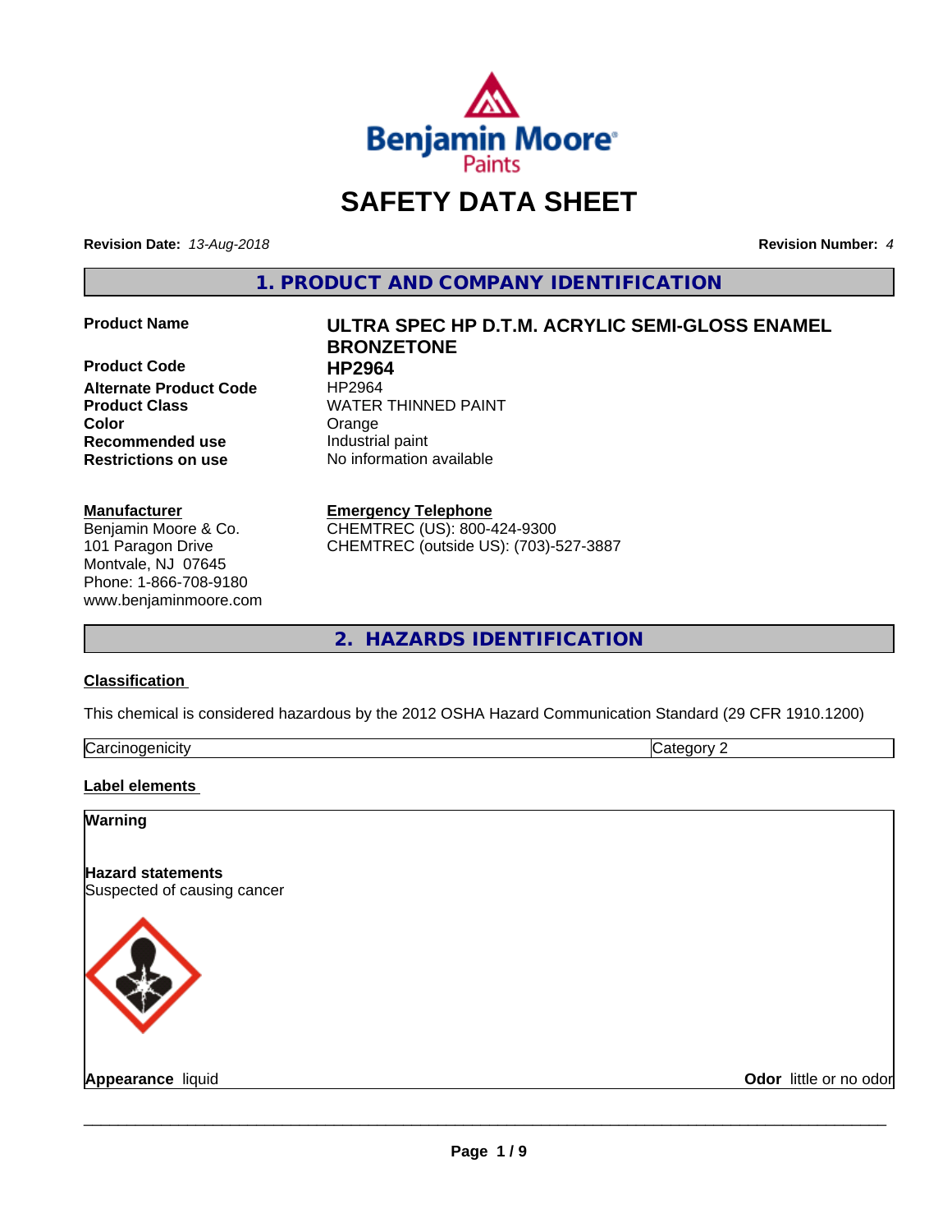Benjamin Moore Paints

# SAFETY DATA SHEET

**Revision Date:** *13-Aug-2018*

**Revision Number:** *4*

## 1. PRODUCT AND COMPANY IDENTIFICATION

| | |
|---|---|
| **Product Name** | **ULTRA SPEC HP D.T.M. ACRYLIC SEMI-GLOSS ENAMEL BRONZETONE** |
| **Product Code** | **HP2964** |
| **Alternate Product Code** | HP2964 |
| **Product Class** | WATER THINNED PAINT |
| **Color** | Orange |
| **Recommended use** | Industrial paint |
| **Restrictions on use** | No information available |

**Manufacturer**
Benjamin Moore & Co.
101 Paragon Drive
Montvale, NJ 07645
Phone: 1-866-708-9180
www.benjaminmoore.com

**Emergency Telephone**
CHEMTREC (US): 800-424-9300
CHEMTREC (outside US): (703)-527-3887

## 2. HAZARDS IDENTIFICATION

### Classification

This chemical is considered hazardous by the 2012 OSHA Hazard Communication Standard (29 CFR 1910.1200)

| | |
|---|---|
| Carcinogenicity | Category 2 |

### Label elements

**Warning**

**Hazard statements**
Suspected of causing cancer

**Appearance** liquid

**Odor** little or no odor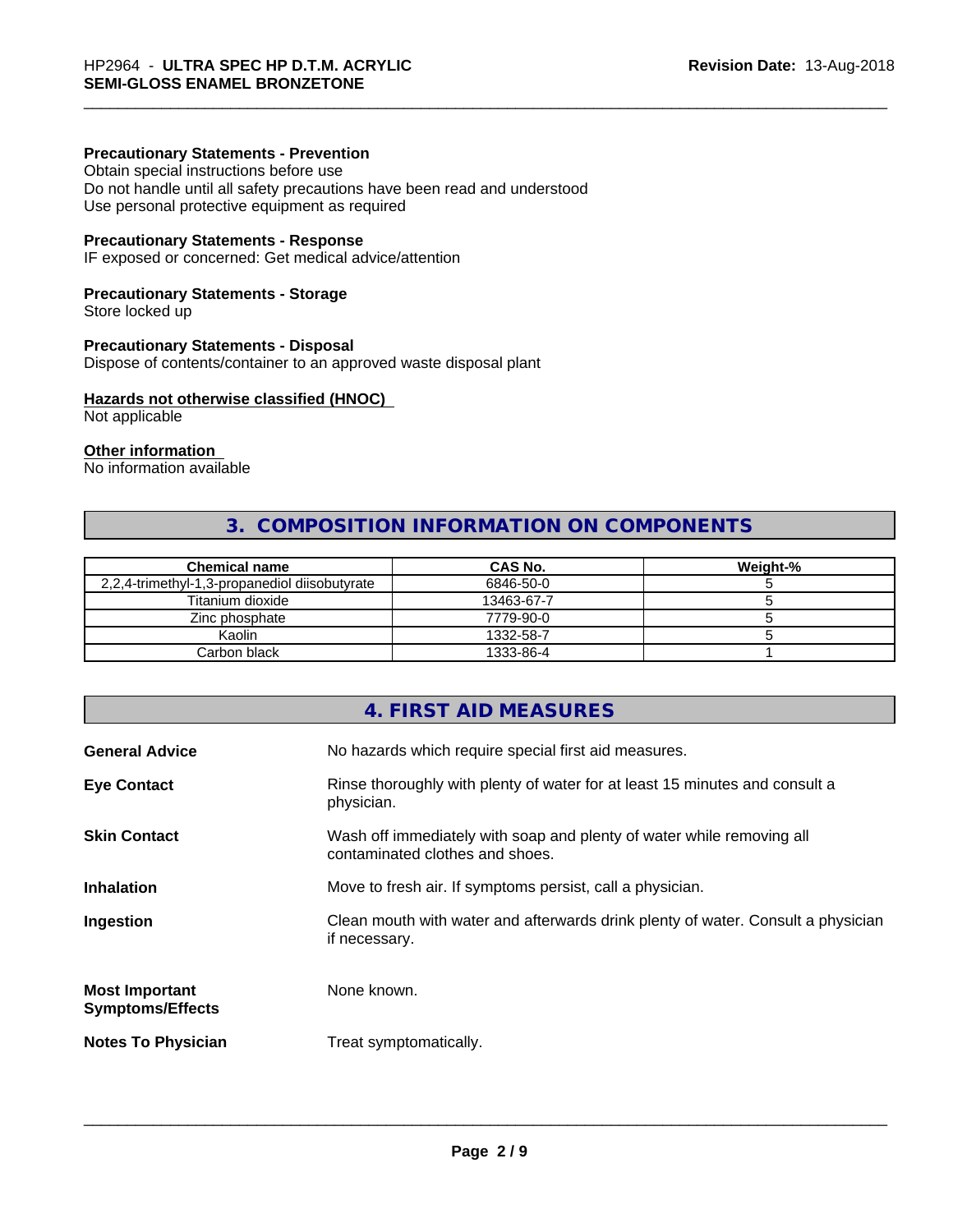#### Precautionary Statements - Prevention

Obtain special instructions before use
Do not handle until all safety precautions have been read and understood
Use personal protective equipment as required

#### Precautionary Statements - Response

IF exposed or concerned: Get medical advice/attention

#### Precautionary Statements - Storage

Store locked up

#### Precautionary Statements - Disposal

Dispose of contents/container to an approved waste disposal plant

#### Hazards not otherwise classified (HNOC)

Not applicable

#### Other information

No information available

## 3. COMPOSITION INFORMATION ON COMPONENTS

| Chemical name | CAS No. | Weight-% |
|---|---|---|
| 2,2,4-trimethyl-1,3-propanediol diisobutyrate | 6846-50-0 | 5 |
| Titanium dioxide | 13463-67-7 | 5 |
| Zinc phosphate | 7779-90-0 | 5 |
| Kaolin | 1332-58-7 | 5 |
| Carbon black | 1333-86-4 | 1 |

## 4. FIRST AID MEASURES

**General Advice** No hazards which require special first aid measures.

**Eye Contact** Rinse thoroughly with plenty of water for at least 15 minutes and consult a physician.

**Skin Contact** Wash off immediately with soap and plenty of water while removing all contaminated clothes and shoes.

**Inhalation** Move to fresh air. If symptoms persist, call a physician.

**Ingestion** Clean mouth with water and afterwards drink plenty of water. Consult a physician if necessary.

**Most Important Symptoms/Effects** None known.

**Notes To Physician** Treat symptomatically.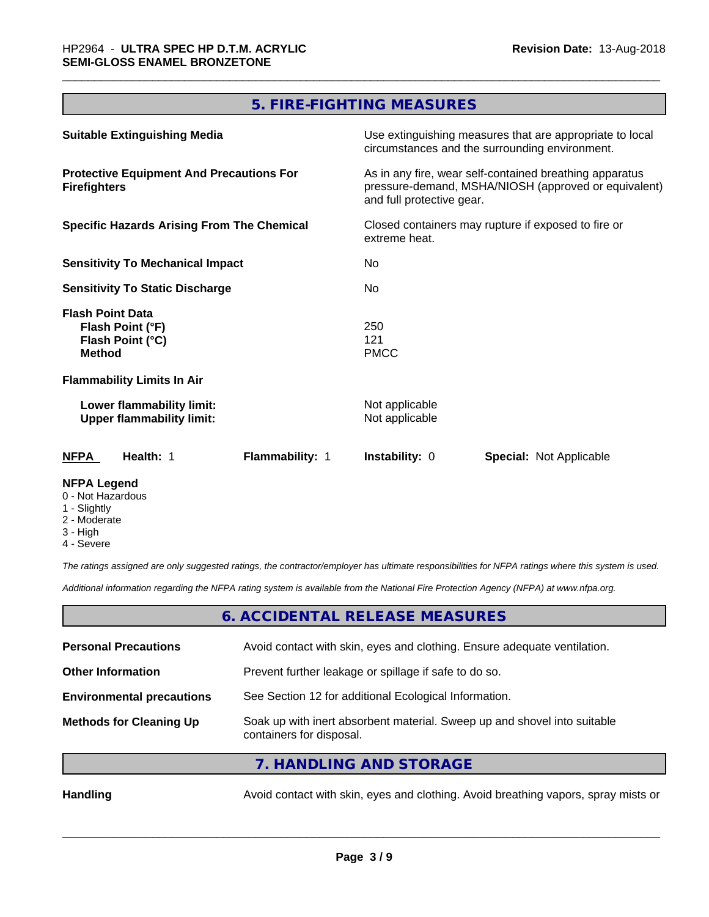## 5. FIRE-FIGHTING MEASURES

| | |
|---|---|
| **Suitable Extinguishing Media** | Use extinguishing measures that are appropriate to local circumstances and the surrounding environment. |
| **Protective Equipment And Precautions For Firefighters** | As in any fire, wear self-contained breathing apparatus pressure-demand, MSHA/NIOSH (approved or equivalent) and full protective gear. |
| **Specific Hazards Arising From The Chemical** | Closed containers may rupture if exposed to fire or extreme heat. |
| **Sensitivity To Mechanical Impact** | No |
| **Sensitivity To Static Discharge** | No |

**Flash Point Data**

| | |
|---|---|
| **Flash Point (°F)** | 250 |
| **Flash Point (°C)** | 121 |
| **Method** | PMCC |

**Flammability Limits In Air**

| | |
|---|---|
| **Lower flammability limit:** | Not applicable |
| **Upper flammability limit:** | Not applicable |

| **NFPA** | **Health:** 1 | **Flammability:** 1 | **Instability:** 0 | **Special:** Not Applicable |
|---|---|---|---|---|

**NFPA Legend**
- 0 - Not Hazardous
- 1 - Slightly
- 2 - Moderate
- 3 - High
- 4 - Severe

*The ratings assigned are only suggested ratings, the contractor/employer has ultimate responsibilities for NFPA ratings where this system is used.*

*Additional information regarding the NFPA rating system is available from the National Fire Protection Agency (NFPA) at www.nfpa.org.*

## 6. ACCIDENTAL RELEASE MEASURES

| | |
|---|---|
| **Personal Precautions** | Avoid contact with skin, eyes and clothing. Ensure adequate ventilation. |
| **Other Information** | Prevent further leakage or spillage if safe to do so. |
| **Environmental precautions** | See Section 12 for additional Ecological Information. |
| **Methods for Cleaning Up** | Soak up with inert absorbent material. Sweep up and shovel into suitable containers for disposal. |

## 7. HANDLING AND STORAGE

| | |
|---|---|
| **Handling** | Avoid contact with skin, eyes and clothing. Avoid breathing vapors, spray mists or |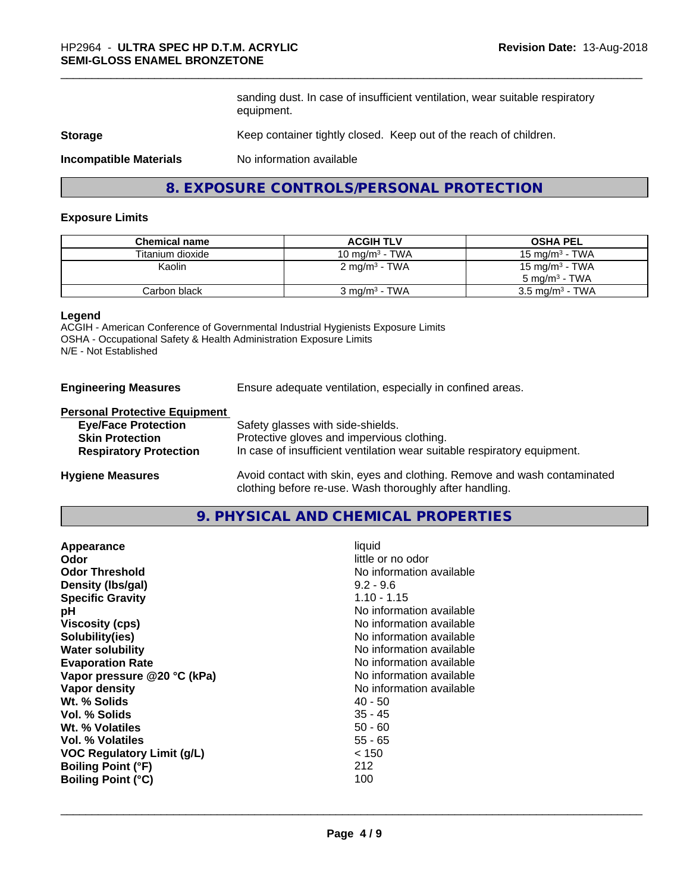sanding dust. In case of insufficient ventilation, wear suitable respiratory equipment.

**Storage** Keep container tightly closed. Keep out of the reach of children.

**Incompatible Materials** No information available

## 8. EXPOSURE CONTROLS/PERSONAL PROTECTION

### Exposure Limits

| Chemical name | ACGIH TLV | OSHA PEL |
| --- | --- | --- |
| Titanium dioxide | 10 mg/m$^3$ - TWA | 15 mg/m$^3$ - TWA |
| Kaolin | 2 mg/m$^3$ - TWA | 15 mg/m$^3$ - TWA<br>5 mg/m$^3$ - TWA |
| Carbon black | 3 mg/m$^3$ - TWA | 3.5 mg/m$^3$ - TWA |

**Legend**
ACGIH - American Conference of Governmental Industrial Hygienists Exposure Limits
OSHA - Occupational Safety & Health Administration Exposure Limits
N/E - Not Established

**Engineering Measures** Ensure adequate ventilation, especially in confined areas.

**Personal Protective Equipment**

- **Eye/Face Protection** Safety glasses with side-shields.
- **Skin Protection** Protective gloves and impervious clothing.
- **Respiratory Protection** In case of insufficient ventilation wear suitable respiratory equipment.

**Hygiene Measures** Avoid contact with skin, eyes and clothing. Remove and wash contaminated clothing before re-use. Wash thoroughly after handling.

## 9. PHYSICAL AND CHEMICAL PROPERTIES

| | |
| --- | --- |
| **Appearance** | liquid |
| **Odor** | little or no odor |
| **Odor Threshold** | No information available |
| **Density (lbs/gal)** | 9.2 - 9.6 |
| **Specific Gravity** | 1.10 - 1.15 |
| **pH** | No information available |
| **Viscosity (cps)** | No information available |
| **Solubility(ies)** | No information available |
| **Water solubility** | No information available |
| **Evaporation Rate** | No information available |
| **Vapor pressure @20 °C (kPa)** | No information available |
| **Vapor density** | No information available |
| **Wt. % Solids** | 40 - 50 |
| **Vol. % Solids** | 35 - 45 |
| **Wt. % Volatiles** | 50 - 60 |
| **Vol. % Volatiles** | 55 - 65 |
| **VOC Regulatory Limit (g/L)** | < 150 |
| **Boiling Point (°F)** | 212 |
| **Boiling Point (°C)** | 100 |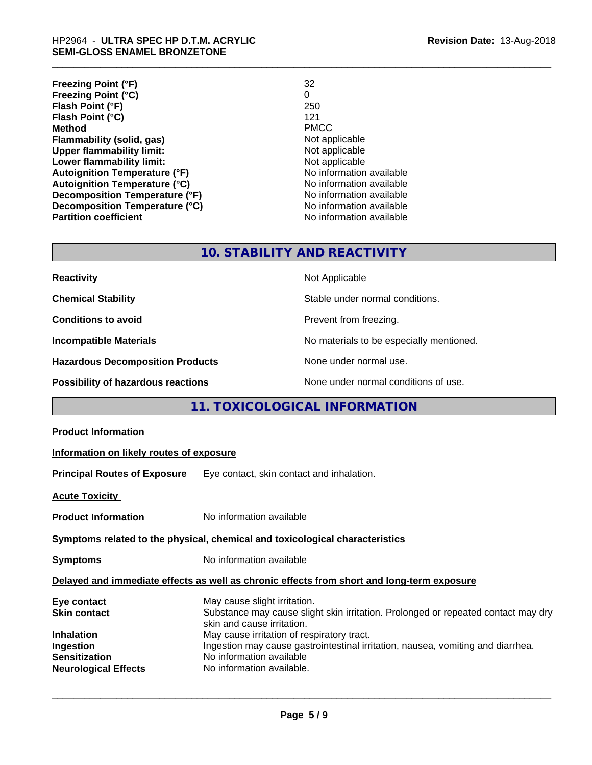| | |
|---|---|
| **Freezing Point (°F)** | 32 |
| **Freezing Point (°C)** | 0 |
| **Flash Point (°F)** | 250 |
| **Flash Point (°C)** | 121 |
| **Method** | PMCC |
| **Flammability (solid, gas)** | Not applicable |
| **Upper flammability limit:** | Not applicable |
| **Lower flammability limit:** | Not applicable |
| **Autoignition Temperature (°F)** | No information available |
| **Autoignition Temperature (°C)** | No information available |
| **Decomposition Temperature (°F)** | No information available |
| **Decomposition Temperature (°C)** | No information available |
| **Partition coefficient** | No information available |

## 10. STABILITY AND REACTIVITY

| | |
|---|---|
| **Reactivity** | Not Applicable |
| **Chemical Stability** | Stable under normal conditions. |
| **Conditions to avoid** | Prevent from freezing. |
| **Incompatible Materials** | No materials to be especially mentioned. |
| **Hazardous Decomposition Products** | None under normal use. |
| **Possibility of hazardous reactions** | None under normal conditions of use. |

## 11. TOXICOLOGICAL INFORMATION

**Product Information**

**Information on likely routes of exposure**

**Principal Routes of Exposure** Eye contact, skin contact and inhalation.

**Acute Toxicity**

**Product Information** No information available

**Symptoms related to the physical, chemical and toxicological characteristics**

**Symptoms** No information available

**Delayed and immediate effects as well as chronic effects from short and long-term exposure**

| | |
|---|---|
| **Eye contact** | May cause slight irritation. |
| **Skin contact** | Substance may cause slight skin irritation. Prolonged or repeated contact may dry skin and cause irritation. |
| **Inhalation** | May cause irritation of respiratory tract. |
| **Ingestion** | Ingestion may cause gastrointestinal irritation, nausea, vomiting and diarrhea. |
| **Sensitization** | No information available |
| **Neurological Effects** | No information available. |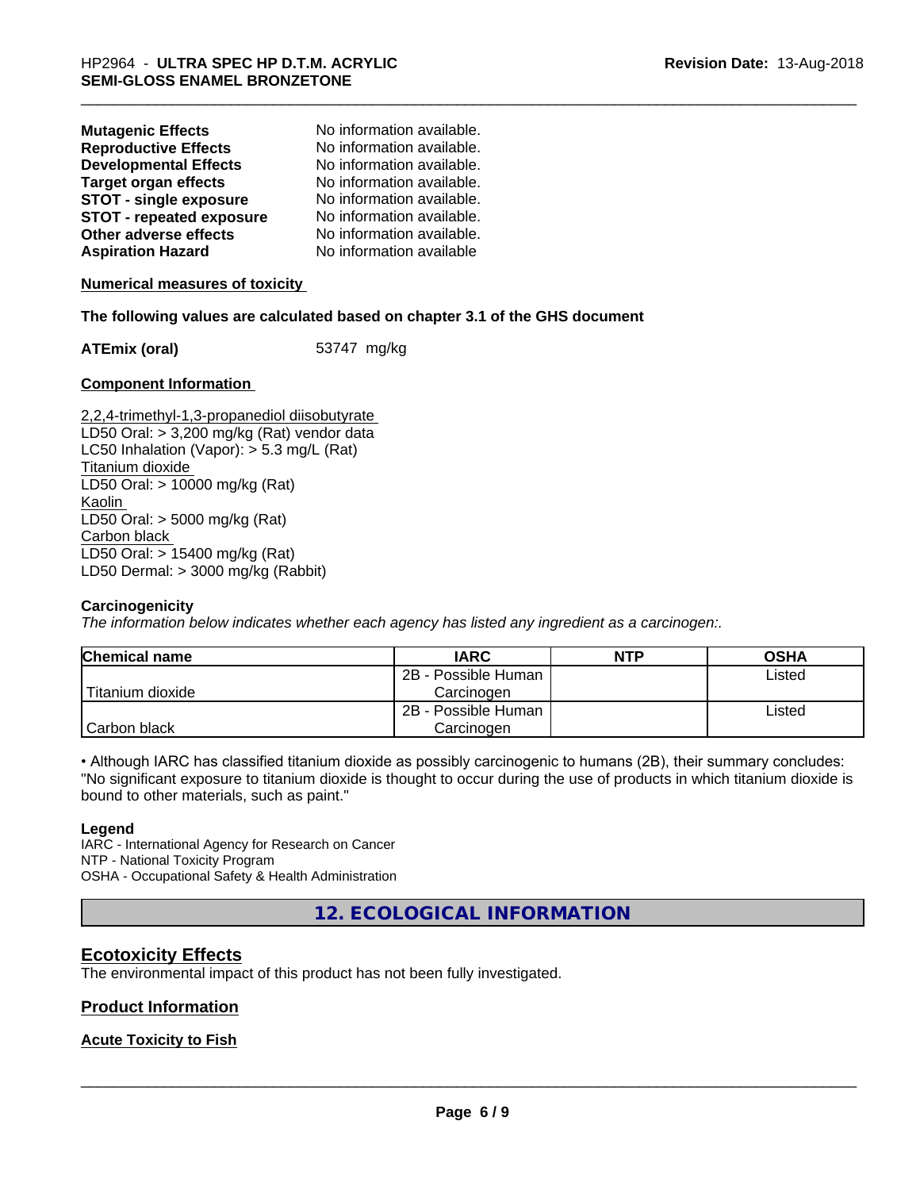| | |
|---|---|
| **Mutagenic Effects** | No information available. |
| **Reproductive Effects** | No information available. |
| **Developmental Effects** | No information available. |
| **Target organ effects** | No information available. |
| **STOT - single exposure** | No information available. |
| **STOT - repeated exposure** | No information available. |
| **Other adverse effects** | No information available. |
| **Aspiration Hazard** | No information available |

**Numerical measures of toxicity**

**The following values are calculated based on chapter 3.1 of the GHS document**

**ATEmix (oral)** 53747 mg/kg

**Component Information**

2,2,4-trimethyl-1,3-propanediol diisobutyrate
LD50 Oral: > 3,200 mg/kg (Rat) vendor data
LC50 Inhalation (Vapor): > 5.3 mg/L (Rat)
Titanium dioxide
LD50 Oral: > 10000 mg/kg (Rat)
Kaolin
LD50 Oral: > 5000 mg/kg (Rat)
Carbon black
LD50 Oral: > 15400 mg/kg (Rat)
LD50 Dermal: > 3000 mg/kg (Rabbit)

**Carcinogenicity**

*The information below indicates whether each agency has listed any ingredient as a carcinogen:.*

| Chemical name | IARC | NTP | OSHA |
|---|---|---|---|
| Titanium dioxide | 2B - Possible Human Carcinogen | | Listed |
| Carbon black | 2B - Possible Human Carcinogen | | Listed |

• Although IARC has classified titanium dioxide as possibly carcinogenic to humans (2B), their summary concludes: "No significant exposure to titanium dioxide is thought to occur during the use of products in which titanium dioxide is bound to other materials, such as paint."

**Legend**

IARC - International Agency for Research on Cancer
NTP - National Toxicity Program
OSHA - Occupational Safety & Health Administration

## 12. ECOLOGICAL INFORMATION

### Ecotoxicity Effects

The environmental impact of this product has not been fully investigated.

### Product Information

**Acute Toxicity to Fish**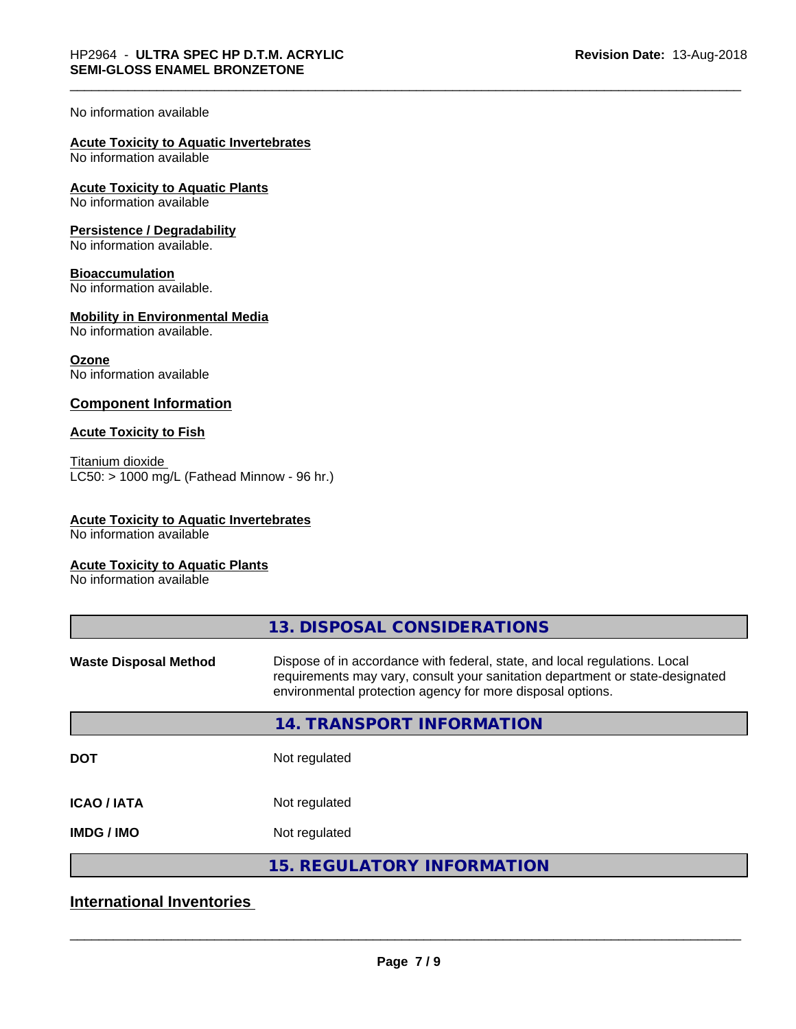No information available

**Acute Toxicity to Aquatic Invertebrates**
No information available

**Acute Toxicity to Aquatic Plants**
No information available

**Persistence / Degradability**
No information available.

**Bioaccumulation**
No information available.

**Mobility in Environmental Media**
No information available.

**Ozone**
No information available

### Component Information

**Acute Toxicity to Fish**

Titanium dioxide
LC50: > 1000 mg/L (Fathead Minnow - 96 hr.)

**Acute Toxicity to Aquatic Invertebrates**
No information available

**Acute Toxicity to Aquatic Plants**
No information available

## 13. DISPOSAL CONSIDERATIONS

| | |
|---|---|
| **Waste Disposal Method** | Dispose of in accordance with federal, state, and local regulations. Local requirements may vary, consult your sanitation department or state-designated environmental protection agency for more disposal options. |

## 14. TRANSPORT INFORMATION

| | |
|---|---|
| **DOT** | Not regulated |
| **ICAO / IATA** | Not regulated |
| **IMDG / IMO** | Not regulated |

## 15. REGULATORY INFORMATION

### International Inventories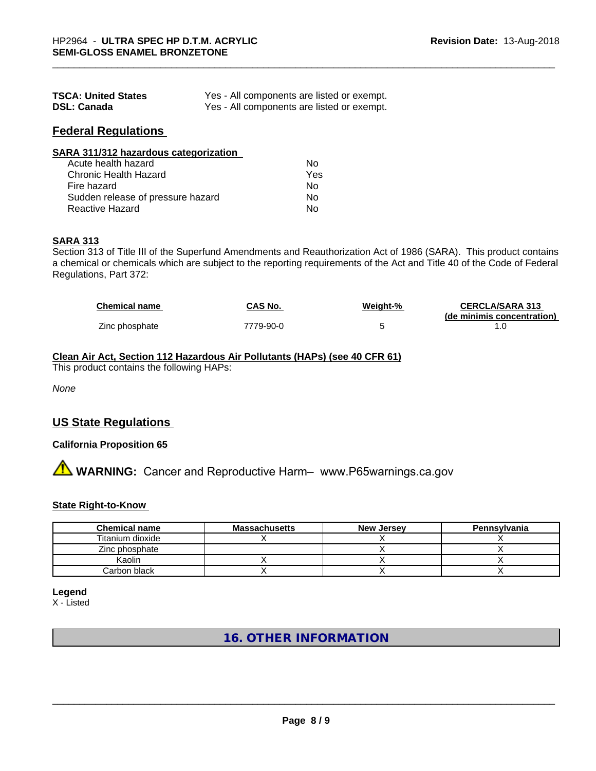| | |
|---|---|
| **TSCA: United States** | Yes - All components are listed or exempt. |
| **DSL: Canada** | Yes - All components are listed or exempt. |

## Federal Regulations

**SARA 311/312 hazardous categorization**

| | |
|---|---|
| Acute health hazard | No |
| Chronic Health Hazard | Yes |
| Fire hazard | No |
| Sudden release of pressure hazard | No |
| Reactive Hazard | No |

**SARA 313**

Section 313 of Title III of the Superfund Amendments and Reauthorization Act of 1986 (SARA). This product contains a chemical or chemicals which are subject to the reporting requirements of the Act and Title 40 of the Code of Federal Regulations, Part 372:

| Chemical name | CAS No. | Weight-% | CERCLA/SARA 313 (de minimis concentration) |
|---|---|---|---|
| Zinc phosphate | 7779-90-0 | 5 | 1.0 |

**Clean Air Act, Section 112 Hazardous Air Pollutants (HAPs) (see 40 CFR 61)**

This product contains the following HAPs:

*None*

## US State Regulations

**California Proposition 65**

⚠ **WARNING:** Cancer and Reproductive Harm– www.P65warnings.ca.gov

**State Right-to-Know**

| Chemical name | Massachusetts | New Jersey | Pennsylvania |
|---|---|---|---|
| Titanium dioxide | X | X | X |
| Zinc phosphate | | X | X |
| Kaolin | X | X | X |
| Carbon black | X | X | X |

**Legend**

X - Listed

## 16. OTHER INFORMATION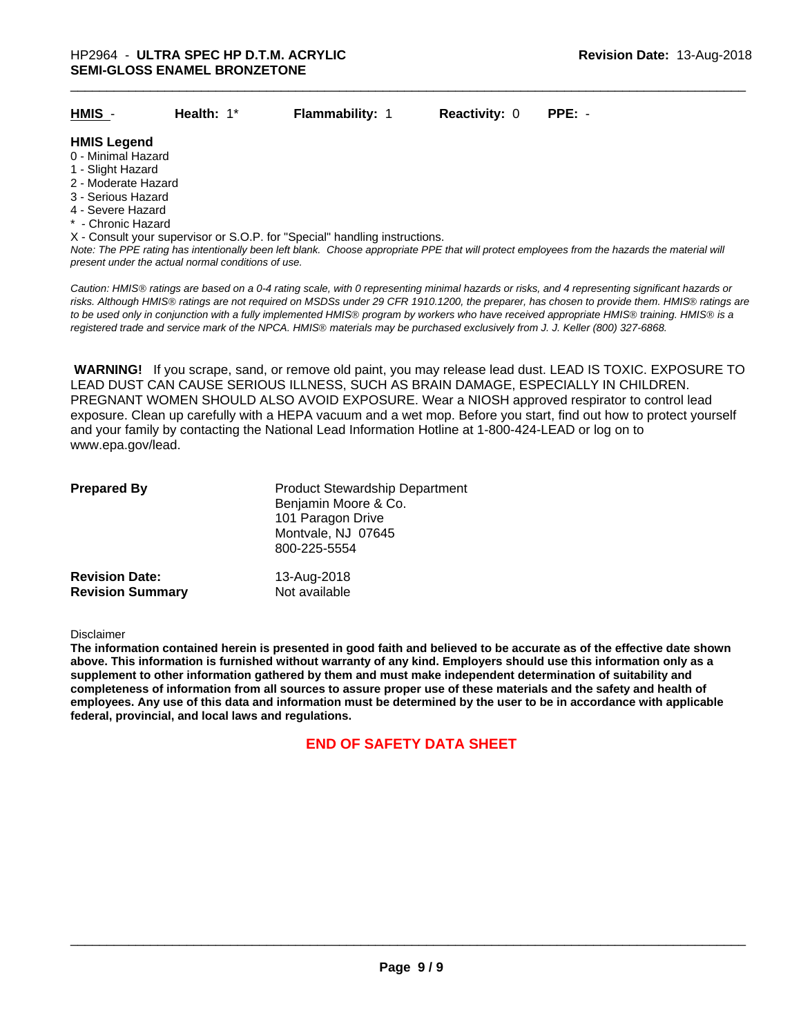| HMIS - | Health: 1* | Flammability: 1 | Reactivity: 0 | PPE: - |
|---|---|---|---|---|

**HMIS Legend**

0 - Minimal Hazard
1 - Slight Hazard
2 - Moderate Hazard
3 - Serious Hazard
4 - Severe Hazard
* - Chronic Hazard
X - Consult your supervisor or S.O.P. for "Special" handling instructions.

*Note: The PPE rating has intentionally been left blank. Choose appropriate PPE that will protect employees from the hazards the material will present under the actual normal conditions of use.*

*Caution: HMIS® ratings are based on a 0-4 rating scale, with 0 representing minimal hazards or risks, and 4 representing significant hazards or risks. Although HMIS® ratings are not required on MSDSs under 29 CFR 1910.1200, the preparer, has chosen to provide them. HMIS® ratings are to be used only in conjunction with a fully implemented HMIS® program by workers who have received appropriate HMIS® training. HMIS® is a registered trade and service mark of the NPCA. HMIS® materials may be purchased exclusively from J. J. Keller (800) 327-6868.*

**WARNING!** If you scrape, sand, or remove old paint, you may release lead dust. LEAD IS TOXIC. EXPOSURE TO LEAD DUST CAN CAUSE SERIOUS ILLNESS, SUCH AS BRAIN DAMAGE, ESPECIALLY IN CHILDREN. PREGNANT WOMEN SHOULD ALSO AVOID EXPOSURE. Wear a NIOSH approved respirator to control lead exposure. Clean up carefully with a HEPA vacuum and a wet mop. Before you start, find out how to protect yourself and your family by contacting the National Lead Information Hotline at 1-800-424-LEAD or log on to www.epa.gov/lead.

**Prepared By**

Product Stewardship Department
Benjamin Moore & Co.
101 Paragon Drive
Montvale, NJ 07645
800-225-5554

**Revision Date:** 13-Aug-2018
**Revision Summary** Not available

Disclaimer

**The information contained herein is presented in good faith and believed to be accurate as of the effective date shown above. This information is furnished without warranty of any kind. Employers should use this information only as a supplement to other information gathered by them and must make independent determination of suitability and completeness of information from all sources to assure proper use of these materials and the safety and health of employees. Any use of this data and information must be determined by the user to be in accordance with applicable federal, provincial, and local laws and regulations.**

**END OF SAFETY DATA SHEET**